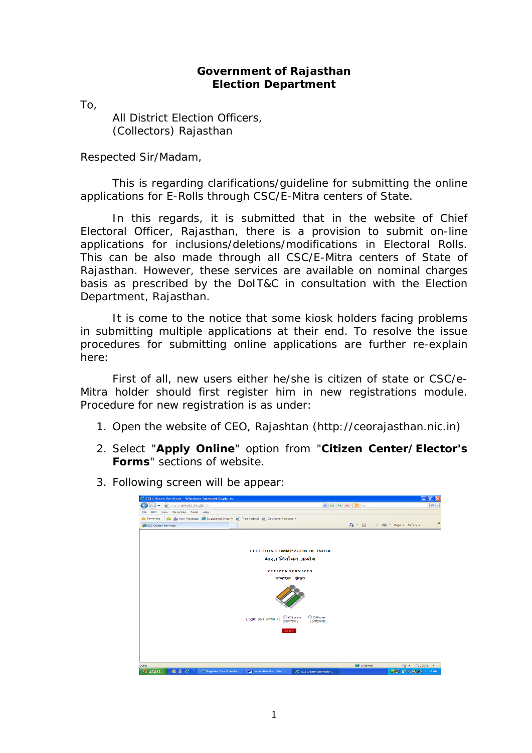**Government of Rajasthan**
**Election Department**

To,

All District Election Officers,
(Collectors) Rajasthan

Respected Sir/Madam,

This is regarding clarifications/guideline for submitting the online applications for E-Rolls through CSC/E-Mitra centers of State.

In this regards, it is submitted that in the website of Chief Electoral Officer, Rajasthan, there is a provision to submit on-line applications for inclusions/deletions/modifications in Electoral Rolls. This can be also made through all CSC/E-Mitra centers of State of Rajasthan. However, these services are available on nominal charges basis as prescribed by the DoIT&C in consultation with the Election Department, Rajasthan.

It is come to the notice that some kiosk holders facing problems in submitting multiple applications at their end. To resolve the issue procedures for submitting online applications are further re-explain here:

First of all, new users either he/she is citizen of state or CSC/e-Mitra holder should first register him in new registrations module. Procedure for new registration is as under:

1. Open the website of CEO, Rajashtan (http://ceorajasthan.nic.in)
2. Select "**Apply Online**" option from "**Citizen Center/Elector's Forms**" sections of website.
3. Following screen will be appear: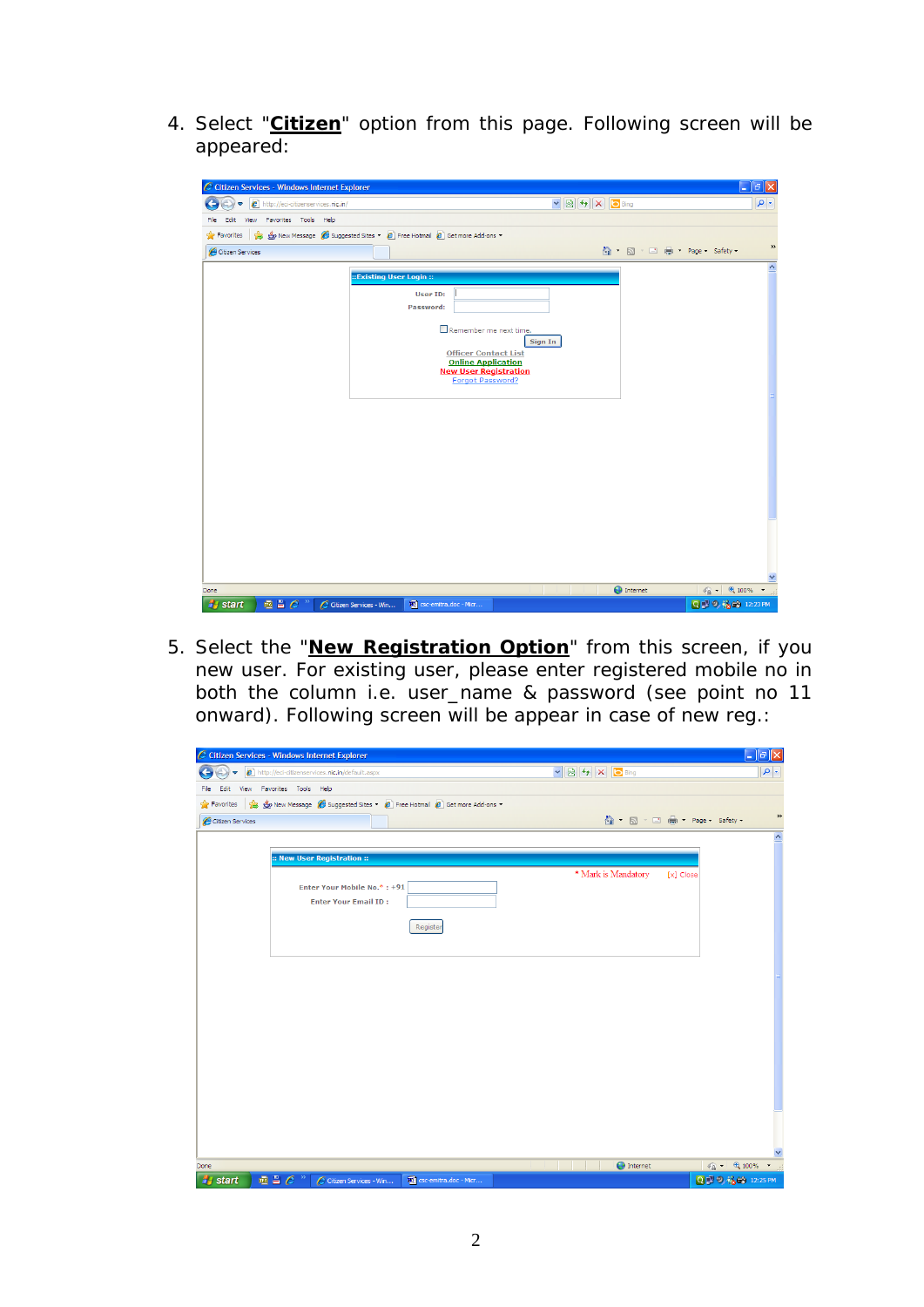4. Select "**Citizen**" option from this page. Following screen will be appeared:

5. Select the "**New Registration Option**" from this screen, if you new user. For existing user, please enter registered mobile no in both the column i.e. user_name & password (see point no 11 onward). Following screen will be appear in case of new reg.: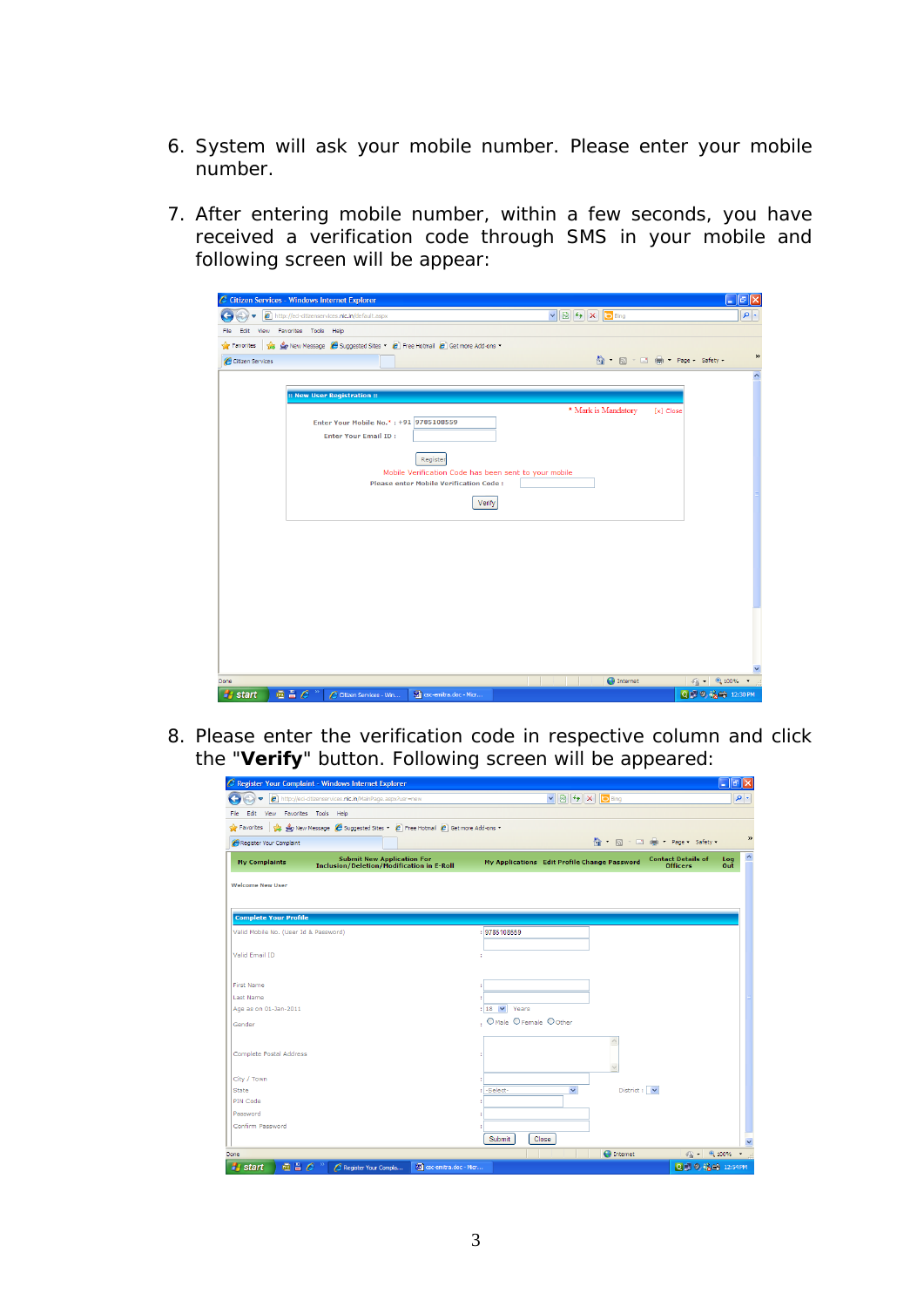6. System will ask your mobile number. Please enter your mobile number.

7. After entering mobile number, within a few seconds, you have received a verification code through SMS in your mobile and following screen will be appear:

8. Please enter the verification code in respective column and click the "**Verify**" button. Following screen will be appeared: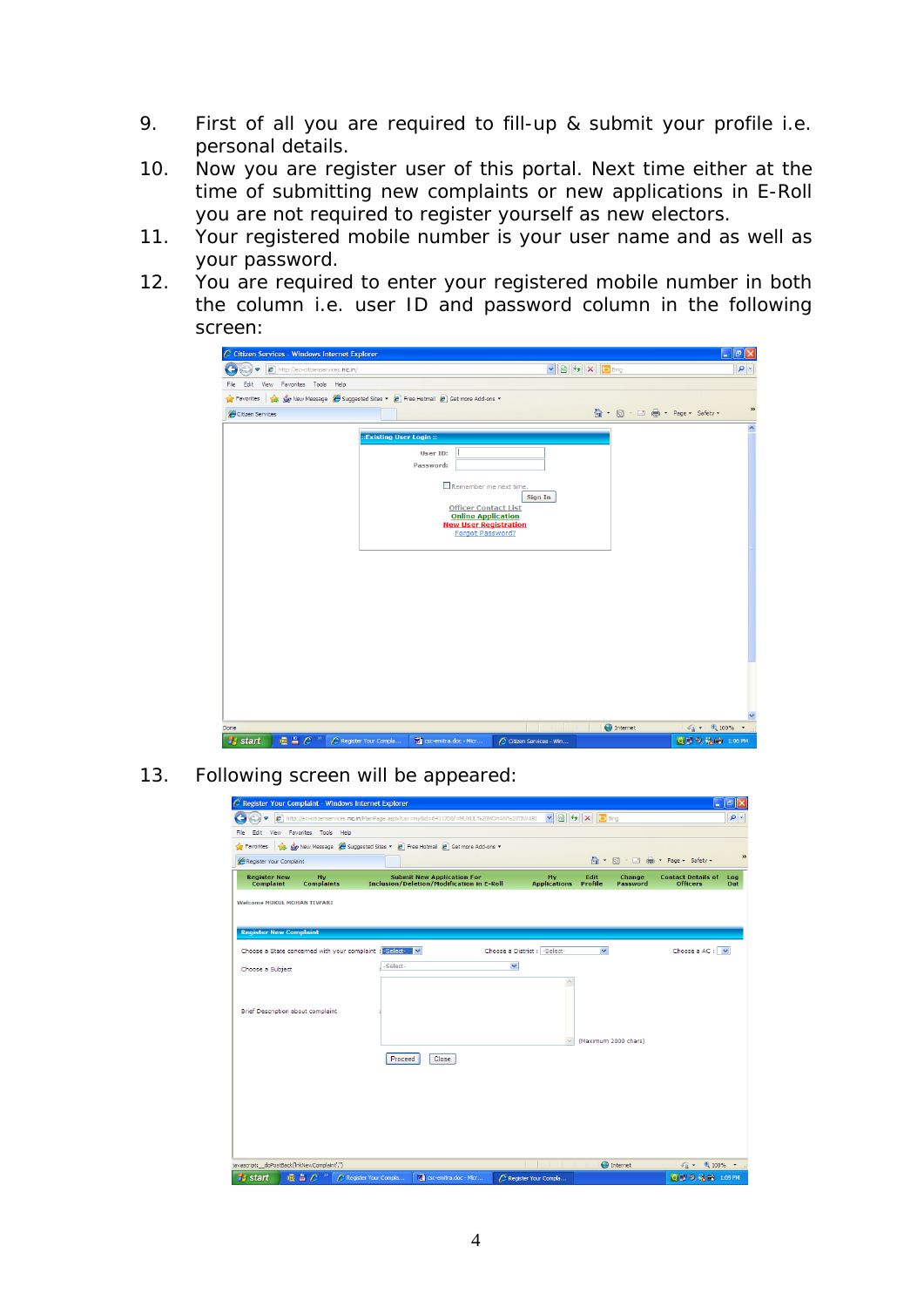9. First of all you are required to fill-up & submit your profile i.e. personal details.
10. Now you are register user of this portal. Next time either at the time of submitting new complaints or new applications in E-Roll you are not required to register yourself as new electors.
11. Your registered mobile number is your user name and as well as your password.
12. You are required to enter your registered mobile number in both the column i.e. user ID and password column in the following screen:

13. Following screen will be appeared: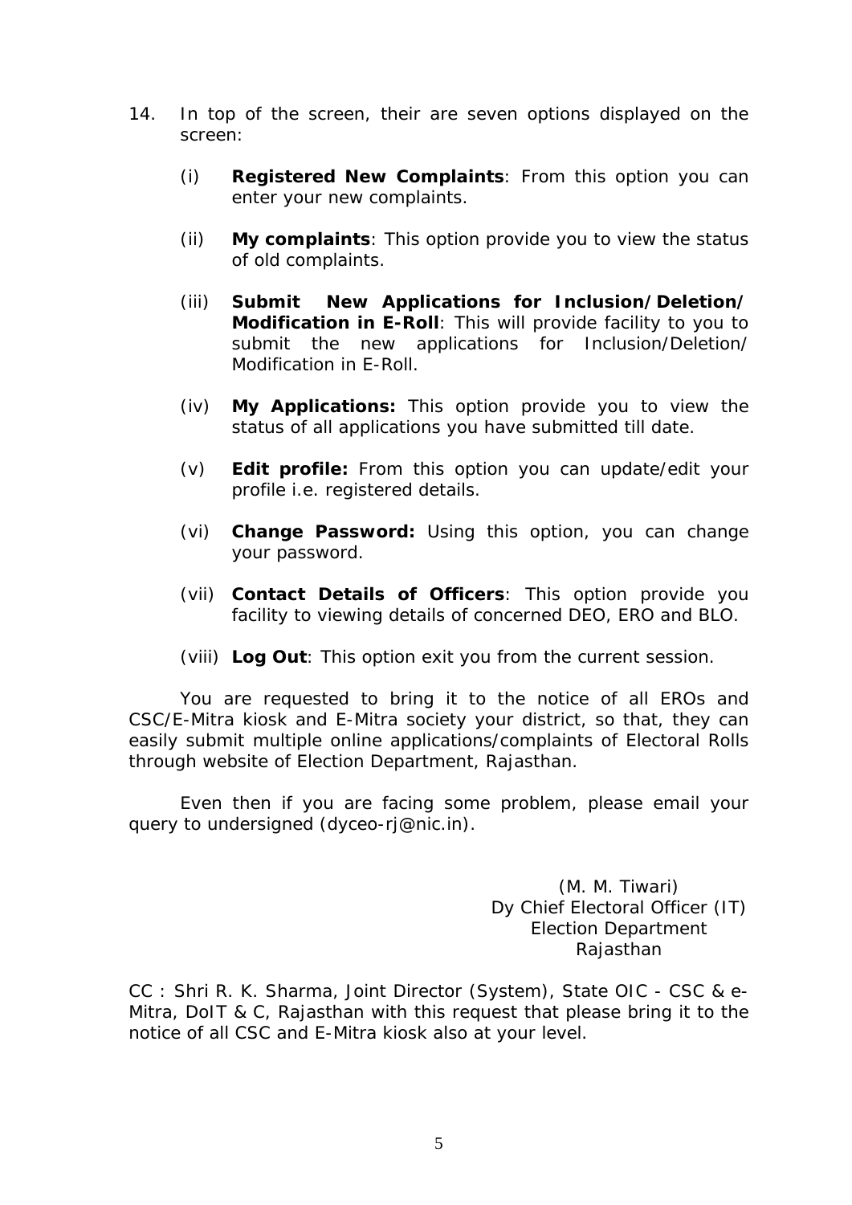14. In top of the screen, their are seven options displayed on the screen:

    (i) **Registered New Complaints**: From this option you can enter your new complaints.

    (ii) **My complaints**: This option provide you to view the status of old complaints.

    (iii) **Submit New Applications for Inclusion/Deletion/ Modification in E-Roll**: This will provide facility to you to submit the new applications for Inclusion/Deletion/ Modification in E-Roll.

    (iv) **My Applications:** This option provide you to view the status of all applications you have submitted till date.

    (v) **Edit profile:** From this option you can update/edit your profile i.e. registered details.

    (vi) **Change Password:** Using this option, you can change your password.

    (vii) **Contact Details of Officers**: This option provide you facility to viewing details of concerned DEO, ERO and BLO.

    (viii) **Log Out**: This option exit you from the current session.

You are requested to bring it to the notice of all EROs and CSC/E-Mitra kiosk and E-Mitra society your district, so that, they can easily submit multiple online applications/complaints of Electoral Rolls through website of Election Department, Rajasthan.

Even then if you are facing some problem, please email your query to undersigned (dyceo-rj@nic.in).

(M. M. Tiwari)
Dy Chief Electoral Officer (IT)
Election Department
Rajasthan

CC : Shri R. K. Sharma, Joint Director (System), State OIC - CSC & e-Mitra, DoIT & C, Rajasthan with this request that please bring it to the notice of all CSC and E-Mitra kiosk also at your level.